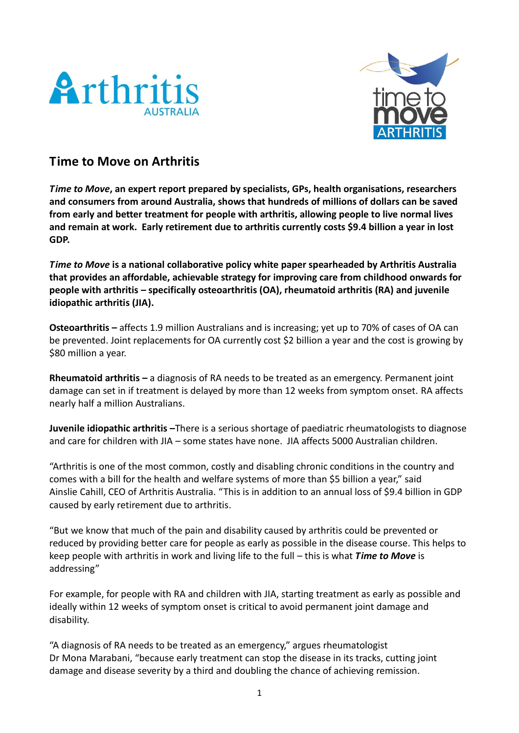## Time to Move on Arthritis

***Time to Move*, an expert report prepared by specialists, GPs, health organisations, researchers and consumers from around Australia, shows that hundreds of millions of dollars can be saved from early and better treatment for people with arthritis, allowing people to live normal lives and remain at work. Early retirement due to arthritis currently costs $9.4 billion a year in lost GDP.**

***Time to Move* is a national collaborative policy white paper spearheaded by Arthritis Australia that provides an affordable, achievable strategy for improving care from childhood onwards for people with arthritis – specifically osteoarthritis (OA), rheumatoid arthritis (RA) and juvenile idiopathic arthritis (JIA).**

**Osteoarthritis –** affects 1.9 million Australians and is increasing; yet up to 70% of cases of OA can be prevented. Joint replacements for OA currently cost $2 billion a year and the cost is growing by $80 million a year.

**Rheumatoid arthritis –** a diagnosis of RA needs to be treated as an emergency. Permanent joint damage can set in if treatment is delayed by more than 12 weeks from symptom onset. RA affects nearly half a million Australians.

**Juvenile idiopathic arthritis –**There is a serious shortage of paediatric rheumatologists to diagnose and care for children with JIA – some states have none. JIA affects 5000 Australian children.

"Arthritis is one of the most common, costly and disabling chronic conditions in the country and comes with a bill for the health and welfare systems of more than $5 billion a year," said Ainslie Cahill, CEO of Arthritis Australia. "This is in addition to an annual loss of $9.4 billion in GDP caused by early retirement due to arthritis.

"But we know that much of the pain and disability caused by arthritis could be prevented or reduced by providing better care for people as early as possible in the disease course. This helps to keep people with arthritis in work and living life to the full – this is what ***Time to Move*** is addressing"

For example, for people with RA and children with JIA, starting treatment as early as possible and ideally within 12 weeks of symptom onset is critical to avoid permanent joint damage and disability.

"A diagnosis of RA needs to be treated as an emergency," argues rheumatologist Dr Mona Marabani, "because early treatment can stop the disease in its tracks, cutting joint damage and disease severity by a third and doubling the chance of achieving remission.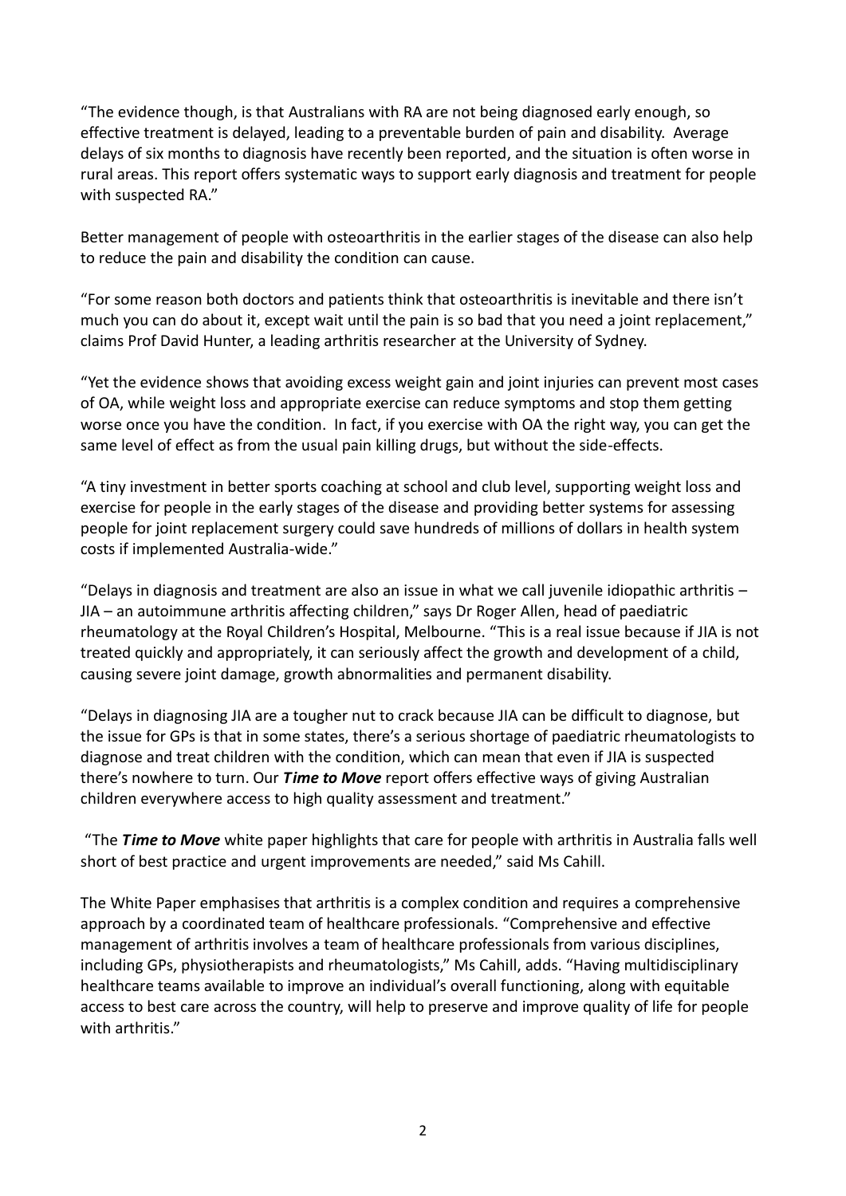"The evidence though, is that Australians with RA are not being diagnosed early enough, so effective treatment is delayed, leading to a preventable burden of pain and disability. Average delays of six months to diagnosis have recently been reported, and the situation is often worse in rural areas. This report offers systematic ways to support early diagnosis and treatment for people with suspected RA."

Better management of people with osteoarthritis in the earlier stages of the disease can also help to reduce the pain and disability the condition can cause.

"For some reason both doctors and patients think that osteoarthritis is inevitable and there isn't much you can do about it, except wait until the pain is so bad that you need a joint replacement," claims Prof David Hunter, a leading arthritis researcher at the University of Sydney.

"Yet the evidence shows that avoiding excess weight gain and joint injuries can prevent most cases of OA, while weight loss and appropriate exercise can reduce symptoms and stop them getting worse once you have the condition. In fact, if you exercise with OA the right way, you can get the same level of effect as from the usual pain killing drugs, but without the side-effects.

"A tiny investment in better sports coaching at school and club level, supporting weight loss and exercise for people in the early stages of the disease and providing better systems for assessing people for joint replacement surgery could save hundreds of millions of dollars in health system costs if implemented Australia-wide."

"Delays in diagnosis and treatment are also an issue in what we call juvenile idiopathic arthritis – JIA – an autoimmune arthritis affecting children," says Dr Roger Allen, head of paediatric rheumatology at the Royal Children's Hospital, Melbourne. "This is a real issue because if JIA is not treated quickly and appropriately, it can seriously affect the growth and development of a child, causing severe joint damage, growth abnormalities and permanent disability.

"Delays in diagnosing JIA are a tougher nut to crack because JIA can be difficult to diagnose, but the issue for GPs is that in some states, there's a serious shortage of paediatric rheumatologists to diagnose and treat children with the condition, which can mean that even if JIA is suspected there's nowhere to turn. Our ***Time to Move*** report offers effective ways of giving Australian children everywhere access to high quality assessment and treatment."

"The ***Time to Move*** white paper highlights that care for people with arthritis in Australia falls well short of best practice and urgent improvements are needed," said Ms Cahill.

The White Paper emphasises that arthritis is a complex condition and requires a comprehensive approach by a coordinated team of healthcare professionals. "Comprehensive and effective management of arthritis involves a team of healthcare professionals from various disciplines, including GPs, physiotherapists and rheumatologists," Ms Cahill, adds. "Having multidisciplinary healthcare teams available to improve an individual's overall functioning, along with equitable access to best care across the country, will help to preserve and improve quality of life for people with arthritis."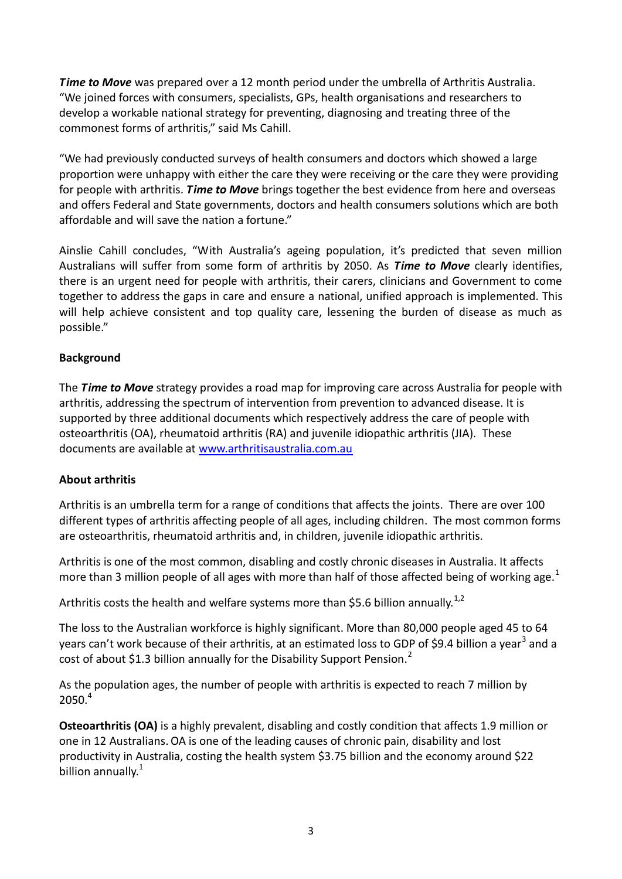***Time to Move*** was prepared over a 12 month period under the umbrella of Arthritis Australia. "We joined forces with consumers, specialists, GPs, health organisations and researchers to develop a workable national strategy for preventing, diagnosing and treating three of the commonest forms of arthritis," said Ms Cahill.

"We had previously conducted surveys of health consumers and doctors which showed a large proportion were unhappy with either the care they were receiving or the care they were providing for people with arthritis. ***Time to Move*** brings together the best evidence from here and overseas and offers Federal and State governments, doctors and health consumers solutions which are both affordable and will save the nation a fortune."

Ainslie Cahill concludes, "With Australia's ageing population, it's predicted that seven million Australians will suffer from some form of arthritis by 2050. As ***Time to Move*** clearly identifies, there is an urgent need for people with arthritis, their carers, clinicians and Government to come together to address the gaps in care and ensure a national, unified approach is implemented. This will help achieve consistent and top quality care, lessening the burden of disease as much as possible."

**Background**

The ***Time to Move*** strategy provides a road map for improving care across Australia for people with arthritis, addressing the spectrum of intervention from prevention to advanced disease. It is supported by three additional documents which respectively address the care of people with osteoarthritis (OA), rheumatoid arthritis (RA) and juvenile idiopathic arthritis (JIA). These documents are available at [www.arthritisaustralia.com.au](www.arthritisaustralia.com.au)

**About arthritis**

Arthritis is an umbrella term for a range of conditions that affects the joints. There are over 100 different types of arthritis affecting people of all ages, including children. The most common forms are osteoarthritis, rheumatoid arthritis and, in children, juvenile idiopathic arthritis.

Arthritis is one of the most common, disabling and costly chronic diseases in Australia. It affects more than 3 million people of all ages with more than half of those affected being of working age.[1]

Arthritis costs the health and welfare systems more than $5.6 billion annually.[1,2]

The loss to the Australian workforce is highly significant. More than 80,000 people aged 45 to 64 years can't work because of their arthritis, at an estimated loss to GDP of $9.4 billion a year[3] and a cost of about $1.3 billion annually for the Disability Support Pension.[2]

As the population ages, the number of people with arthritis is expected to reach 7 million by 2050.[4]

**Osteoarthritis (OA)** is a highly prevalent, disabling and costly condition that affects 1.9 million or one in 12 Australians. OA is one of the leading causes of chronic pain, disability and lost productivity in Australia, costing the health system $3.75 billion and the economy around $22 billion annually.[1]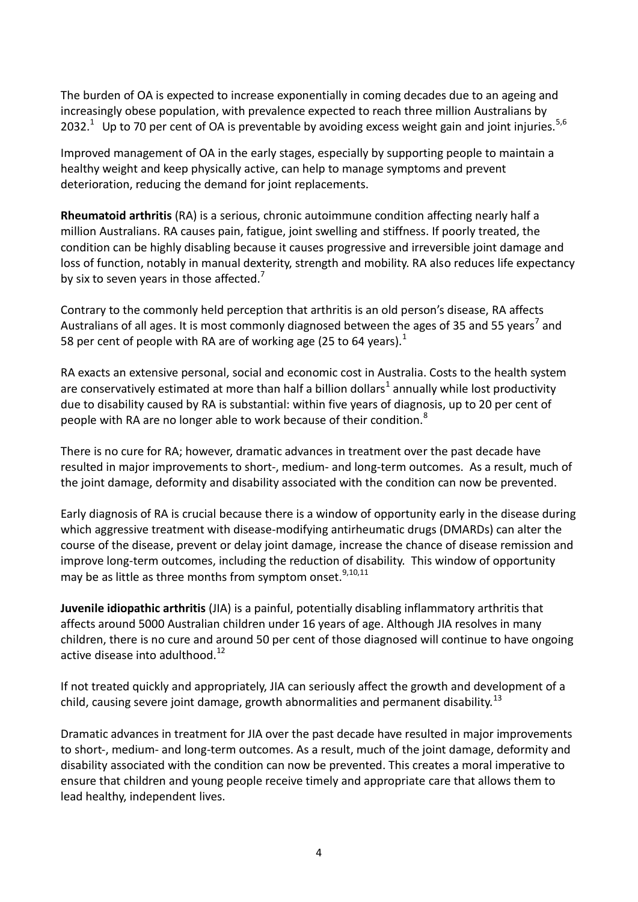The burden of OA is expected to increase exponentially in coming decades due to an ageing and increasingly obese population, with prevalence expected to reach three million Australians by 2032.[1] Up to 70 per cent of OA is preventable by avoiding excess weight gain and joint injuries.[5,6]

Improved management of OA in the early stages, especially by supporting people to maintain a healthy weight and keep physically active, can help to manage symptoms and prevent deterioration, reducing the demand for joint replacements.

**Rheumatoid arthritis** (RA) is a serious, chronic autoimmune condition affecting nearly half a million Australians. RA causes pain, fatigue, joint swelling and stiffness. If poorly treated, the condition can be highly disabling because it causes progressive and irreversible joint damage and loss of function, notably in manual dexterity, strength and mobility. RA also reduces life expectancy by six to seven years in those affected.[7]

Contrary to the commonly held perception that arthritis is an old person's disease, RA affects Australians of all ages. It is most commonly diagnosed between the ages of 35 and 55 years[7] and 58 per cent of people with RA are of working age (25 to 64 years).[1]

RA exacts an extensive personal, social and economic cost in Australia. Costs to the health system are conservatively estimated at more than half a billion dollars[1] annually while lost productivity due to disability caused by RA is substantial: within five years of diagnosis, up to 20 per cent of people with RA are no longer able to work because of their condition.[8]

There is no cure for RA; however, dramatic advances in treatment over the past decade have resulted in major improvements to short-, medium- and long-term outcomes. As a result, much of the joint damage, deformity and disability associated with the condition can now be prevented.

Early diagnosis of RA is crucial because there is a window of opportunity early in the disease during which aggressive treatment with disease-modifying antirheumatic drugs (DMARDs) can alter the course of the disease, prevent or delay joint damage, increase the chance of disease remission and improve long-term outcomes, including the reduction of disability. This window of opportunity may be as little as three months from symptom onset.[9,10,11]

**Juvenile idiopathic arthritis** (JIA) is a painful, potentially disabling inflammatory arthritis that affects around 5000 Australian children under 16 years of age. Although JIA resolves in many children, there is no cure and around 50 per cent of those diagnosed will continue to have ongoing active disease into adulthood.[12]

If not treated quickly and appropriately, JIA can seriously affect the growth and development of a child, causing severe joint damage, growth abnormalities and permanent disability.[13]

Dramatic advances in treatment for JIA over the past decade have resulted in major improvements to short-, medium- and long-term outcomes. As a result, much of the joint damage, deformity and disability associated with the condition can now be prevented. This creates a moral imperative to ensure that children and young people receive timely and appropriate care that allows them to lead healthy, independent lives.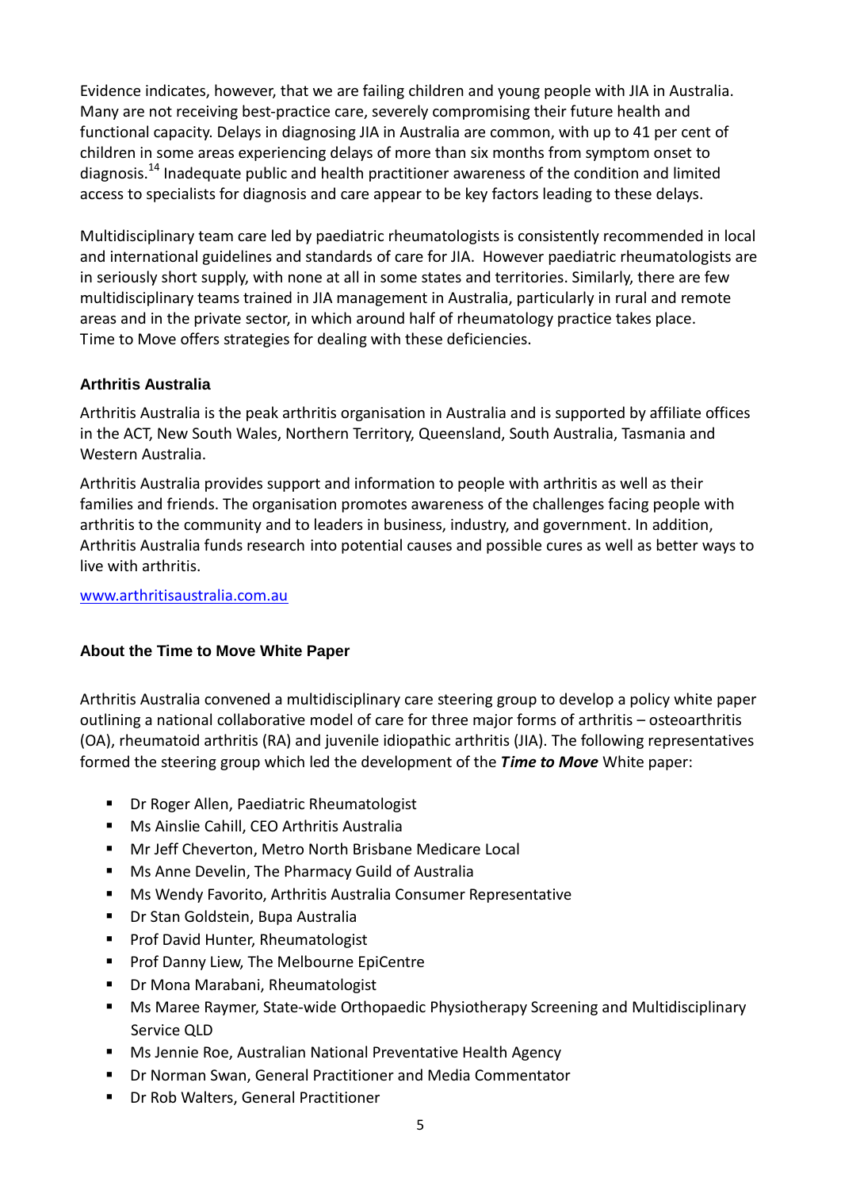Evidence indicates, however, that we are failing children and young people with JIA in Australia. Many are not receiving best-practice care, severely compromising their future health and functional capacity. Delays in diagnosing JIA in Australia are common, with up to 41 per cent of children in some areas experiencing delays of more than six months from symptom onset to diagnosis.[14] Inadequate public and health practitioner awareness of the condition and limited access to specialists for diagnosis and care appear to be key factors leading to these delays.

Multidisciplinary team care led by paediatric rheumatologists is consistently recommended in local and international guidelines and standards of care for JIA. However paediatric rheumatologists are in seriously short supply, with none at all in some states and territories. Similarly, there are few multidisciplinary teams trained in JIA management in Australia, particularly in rural and remote areas and in the private sector, in which around half of rheumatology practice takes place. Time to Move offers strategies for dealing with these deficiencies.

### Arthritis Australia

Arthritis Australia is the peak arthritis organisation in Australia and is supported by affiliate offices in the ACT, New South Wales, Northern Territory, Queensland, South Australia, Tasmania and Western Australia.

Arthritis Australia provides support and information to people with arthritis as well as their families and friends. The organisation promotes awareness of the challenges facing people with arthritis to the community and to leaders in business, industry, and government. In addition, Arthritis Australia funds research into potential causes and possible cures as well as better ways to live with arthritis.

[www.arthritisaustralia.com.au](http://www.arthritisaustralia.com.au)

### About the Time to Move White Paper

Arthritis Australia convened a multidisciplinary care steering group to develop a policy white paper outlining a national collaborative model of care for three major forms of arthritis – osteoarthritis (OA), rheumatoid arthritis (RA) and juvenile idiopathic arthritis (JIA). The following representatives formed the steering group which led the development of the ***Time to Move*** White paper:

- Dr Roger Allen, Paediatric Rheumatologist
- Ms Ainslie Cahill, CEO Arthritis Australia
- Mr Jeff Cheverton, Metro North Brisbane Medicare Local
- Ms Anne Develin, The Pharmacy Guild of Australia
- Ms Wendy Favorito, Arthritis Australia Consumer Representative
- Dr Stan Goldstein, Bupa Australia
- Prof David Hunter, Rheumatologist
- Prof Danny Liew, The Melbourne EpiCentre
- Dr Mona Marabani, Rheumatologist
- Ms Maree Raymer, State-wide Orthopaedic Physiotherapy Screening and Multidisciplinary Service QLD
- Ms Jennie Roe, Australian National Preventative Health Agency
- Dr Norman Swan, General Practitioner and Media Commentator
- Dr Rob Walters, General Practitioner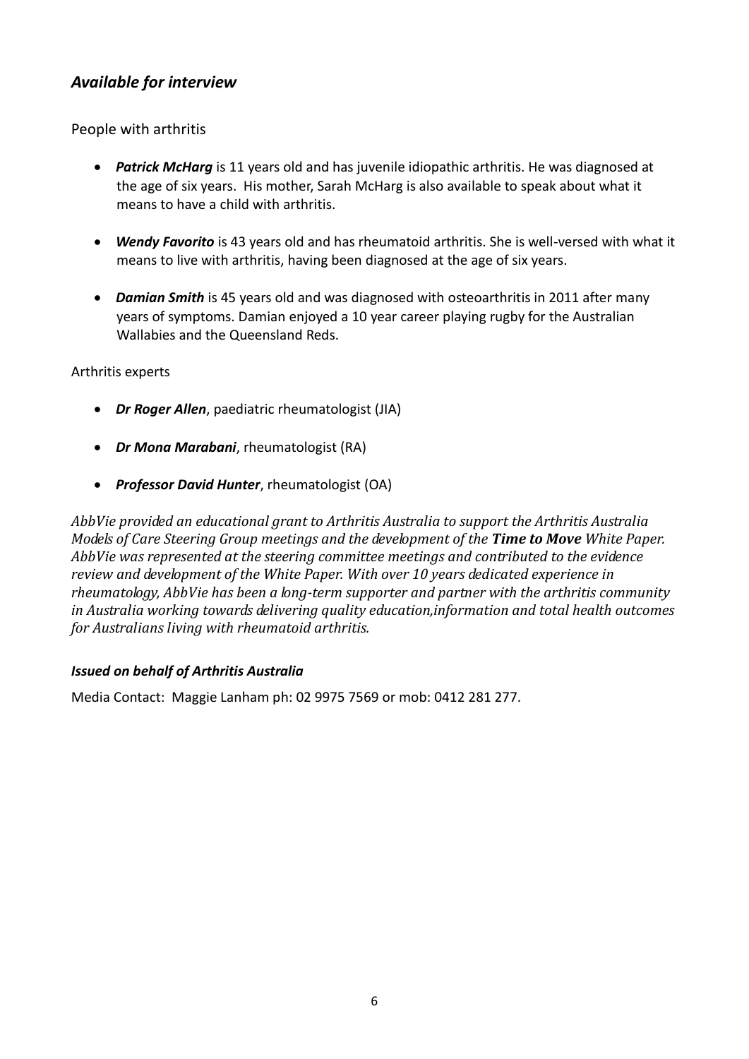## *Available for interview*

People with arthritis

- ***Patrick McHarg*** is 11 years old and has juvenile idiopathic arthritis. He was diagnosed at the age of six years. His mother, Sarah McHarg is also available to speak about what it means to have a child with arthritis.

- ***Wendy Favorito*** is 43 years old and has rheumatoid arthritis. She is well-versed with what it means to live with arthritis, having been diagnosed at the age of six years.

- ***Damian Smith*** is 45 years old and was diagnosed with osteoarthritis in 2011 after many years of symptoms. Damian enjoyed a 10 year career playing rugby for the Australian Wallabies and the Queensland Reds.

Arthritis experts

- ***Dr Roger Allen***, paediatric rheumatologist (JIA)

- ***Dr Mona Marabani***, rheumatologist (RA)

- ***Professor David Hunter***, rheumatologist (OA)

*AbbVie provided an educational grant to Arthritis Australia to support the Arthritis Australia Models of Care Steering Group meetings and the development of the **Time to Move** White Paper. AbbVie was represented at the steering committee meetings and contributed to the evidence review and development of the White Paper. With over 10 years dedicated experience in rheumatology, AbbVie has been a long-term supporter and partner with the arthritis community in Australia working towards delivering quality education,information and total health outcomes for Australians living with rheumatoid arthritis.*

***Issued on behalf of Arthritis Australia***

Media Contact: Maggie Lanham ph: 02 9975 7569 or mob: 0412 281 277.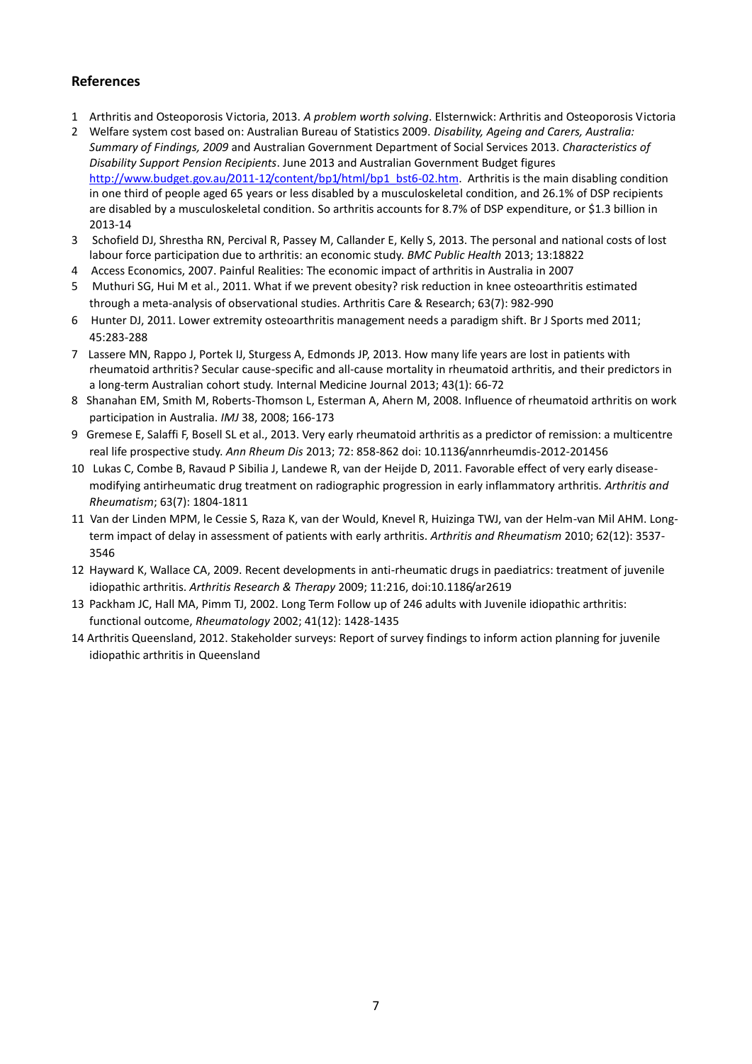## References

1. Arthritis and Osteoporosis Victoria, 2013. *A problem worth solving*. Elsternwick: Arthritis and Osteoporosis Victoria
2. Welfare system cost based on: Australian Bureau of Statistics 2009. *Disability, Ageing and Carers, Australia: Summary of Findings, 2009* and Australian Government Department of Social Services 2013. *Characteristics of Disability Support Pension Recipients*. June 2013 and Australian Government Budget figures http://www.budget.gov.au/2011-12/content/bp1/html/bp1_bst6-02.htm. Arthritis is the main disabling condition in one third of people aged 65 years or less disabled by a musculoskeletal condition, and 26.1% of DSP recipients are disabled by a musculoskeletal condition. So arthritis accounts for 8.7% of DSP expenditure, or $1.3 billion in 2013-14
3. Schofield DJ, Shrestha RN, Percival R, Passey M, Callander E, Kelly S, 2013. The personal and national costs of lost labour force participation due to arthritis: an economic study. *BMC Public Health* 2013; 13:18822
4. Access Economics, 2007. Painful Realities: The economic impact of arthritis in Australia in 2007
5. Muthuri SG, Hui M et al., 2011. What if we prevent obesity? risk reduction in knee osteoarthritis estimated through a meta-analysis of observational studies. Arthritis Care & Research; 63(7): 982-990
6. Hunter DJ, 2011. Lower extremity osteoarthritis management needs a paradigm shift. Br J Sports med 2011; 45:283-288
7. Lassere MN, Rappo J, Portek IJ, Sturgess A, Edmonds JP, 2013. How many life years are lost in patients with rheumatoid arthritis? Secular cause-specific and all-cause mortality in rheumatoid arthritis, and their predictors in a long-term Australian cohort study. Internal Medicine Journal 2013; 43(1): 66-72
8. Shanahan EM, Smith M, Roberts-Thomson L, Esterman A, Ahern M, 2008. Influence of rheumatoid arthritis on work participation in Australia. *IMJ* 38, 2008; 166-173
9. Gremese E, Salaffi F, Bosell SL et al., 2013. Very early rheumatoid arthritis as a predictor of remission: a multicentre real life prospective study. *Ann Rheum Dis* 2013; 72: 858-862 doi: 10.1136/annrheumdis-2012-201456
10. Lukas C, Combe B, Ravaud P Sibilia J, Landewe R, van der Heijde D, 2011. Favorable effect of very early disease-modifying antirheumatic drug treatment on radiographic progression in early inflammatory arthritis. *Arthritis and Rheumatism*; 63(7): 1804-1811
11. Van der Linden MPM, le Cessie S, Raza K, van der Would, Knevel R, Huizinga TWJ, van der Helm-van Mil AHM. Long-term impact of delay in assessment of patients with early arthritis. *Arthritis and Rheumatism* 2010; 62(12): 3537-3546
12. Hayward K, Wallace CA, 2009. Recent developments in anti-rheumatic drugs in paediatrics: treatment of juvenile idiopathic arthritis. *Arthritis Research & Therapy* 2009; 11:216, doi:10.1186/ar2619
13. Packham JC, Hall MA, Pimm TJ, 2002. Long Term Follow up of 246 adults with Juvenile idiopathic arthritis: functional outcome, *Rheumatology* 2002; 41(12): 1428-1435
14. Arthritis Queensland, 2012. Stakeholder surveys: Report of survey findings to inform action planning for juvenile idiopathic arthritis in Queensland